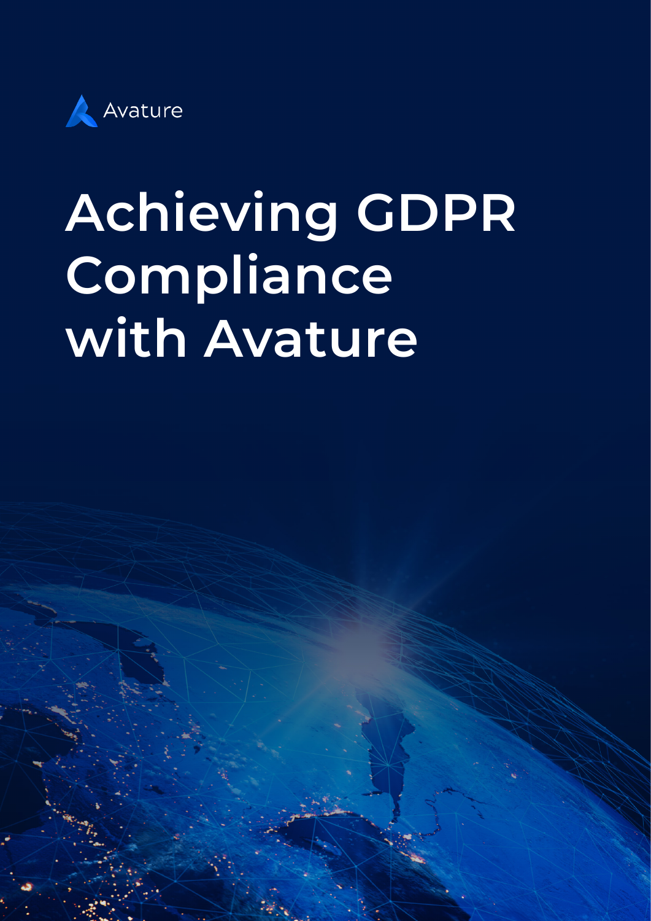Avature

# Achieving GDPR Compliance with Avature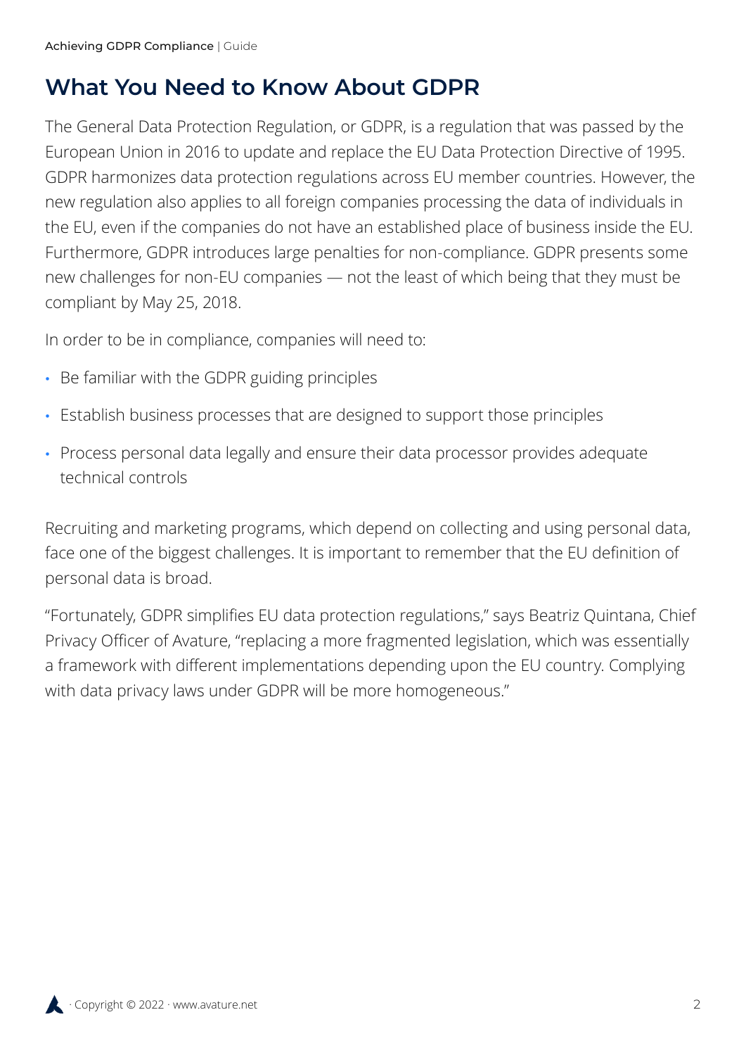## What You Need to Know About GDPR

The General Data Protection Regulation, or GDPR, is a regulation that was passed by the European Union in 2016 to update and replace the EU Data Protection Directive of 1995. GDPR harmonizes data protection regulations across EU member countries. However, the new regulation also applies to all foreign companies processing the data of individuals in the EU, even if the companies do not have an established place of business inside the EU. Furthermore, GDPR introduces large penalties for non-compliance. GDPR presents some new challenges for non-EU companies — not the least of which being that they must be compliant by May 25, 2018.

In order to be in compliance, companies will need to:

- Be familiar with the GDPR guiding principles
- Establish business processes that are designed to support those principles
- Process personal data legally and ensure their data processor provides adequate technical controls

Recruiting and marketing programs, which depend on collecting and using personal data, face one of the biggest challenges. It is important to remember that the EU definition of personal data is broad.

"Fortunately, GDPR simplifies EU data protection regulations," says Beatriz Quintana, Chief Privacy Officer of Avature, "replacing a more fragmented legislation, which was essentially a framework with different implementations depending upon the EU country. Complying with data privacy laws under GDPR will be more homogeneous."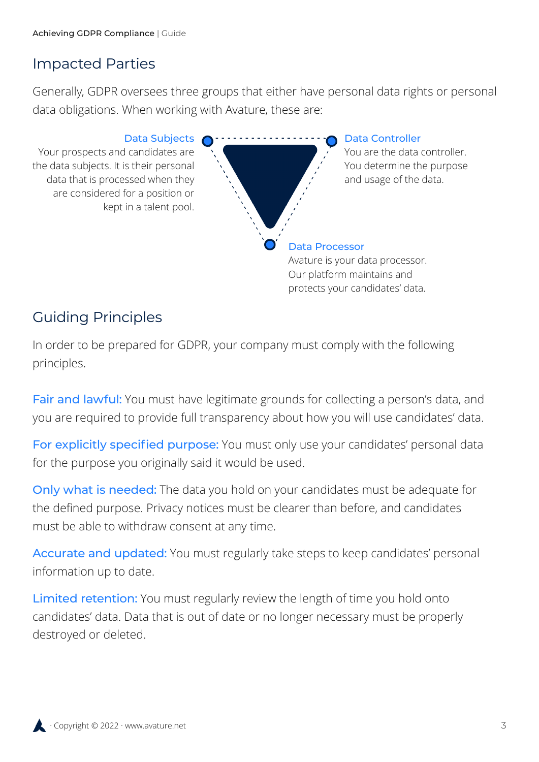## Impacted Parties

Generally, GDPR oversees three groups that either have personal data rights or personal data obligations. When working with Avature, these are:

**Data Subjects**
Your prospects and candidates are the data subjects. It is their personal data that is processed when they are considered for a position or kept in a talent pool.

**Data Controller**
You are the data controller. You determine the purpose and usage of the data.

**Data Processor**
Avature is your data processor. Our platform maintains and protects your candidates' data.

## Guiding Principles

In order to be prepared for GDPR, your company must comply with the following principles.

**Fair and lawful:** You must have legitimate grounds for collecting a person's data, and you are required to provide full transparency about how you will use candidates' data.

**For explicitly specified purpose:** You must only use your candidates' personal data for the purpose you originally said it would be used.

**Only what is needed:** The data you hold on your candidates must be adequate for the defined purpose. Privacy notices must be clearer than before, and candidates must be able to withdraw consent at any time.

**Accurate and updated:** You must regularly take steps to keep candidates' personal information up to date.

**Limited retention:** You must regularly review the length of time you hold onto candidates' data. Data that is out of date or no longer necessary must be properly destroyed or deleted.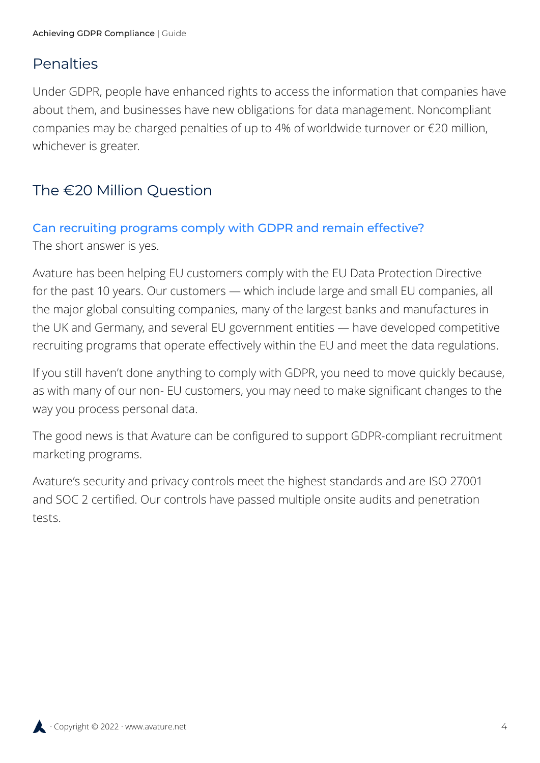## Penalties

Under GDPR, people have enhanced rights to access the information that companies have about them, and businesses have new obligations for data management. Noncompliant companies may be charged penalties of up to 4% of worldwide turnover or €20 million, whichever is greater.

## The €20 Million Question

### Can recruiting programs comply with GDPR and remain effective?

The short answer is yes.

Avature has been helping EU customers comply with the EU Data Protection Directive for the past 10 years. Our customers — which include large and small EU companies, all the major global consulting companies, many of the largest banks and manufactures in the UK and Germany, and several EU government entities — have developed competitive recruiting programs that operate effectively within the EU and meet the data regulations.

If you still haven't done anything to comply with GDPR, you need to move quickly because, as with many of our non- EU customers, you may need to make significant changes to the way you process personal data.

The good news is that Avature can be configured to support GDPR-compliant recruitment marketing programs.

Avature's security and privacy controls meet the highest standards and are ISO 27001 and SOC 2 certified. Our controls have passed multiple onsite audits and penetration tests.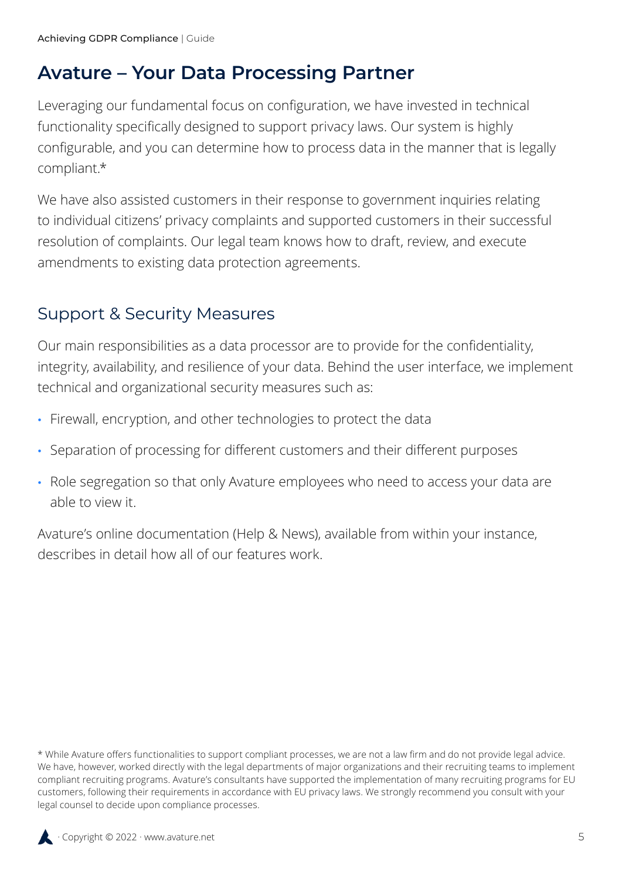# Avature – Your Data Processing Partner

Leveraging our fundamental focus on configuration, we have invested in technical functionality specifically designed to support privacy laws. Our system is highly configurable, and you can determine how to process data in the manner that is legally compliant.*

We have also assisted customers in their response to government inquiries relating to individual citizens' privacy complaints and supported customers in their successful resolution of complaints. Our legal team knows how to draft, review, and execute amendments to existing data protection agreements.

## Support & Security Measures

Our main responsibilities as a data processor are to provide for the confidentiality, integrity, availability, and resilience of your data. Behind the user interface, we implement technical and organizational security measures such as:

- Firewall, encryption, and other technologies to protect the data
- Separation of processing for different customers and their different purposes
- Role segregation so that only Avature employees who need to access your data are able to view it.

Avature's online documentation (Help & News), available from within your instance, describes in detail how all of our features work.

* While Avature offers functionalities to support compliant processes, we are not a law firm and do not provide legal advice. We have, however, worked directly with the legal departments of major organizations and their recruiting teams to implement compliant recruiting programs. Avature's consultants have supported the implementation of many recruiting programs for EU customers, following their requirements in accordance with EU privacy laws. We strongly recommend you consult with your legal counsel to decide upon compliance processes.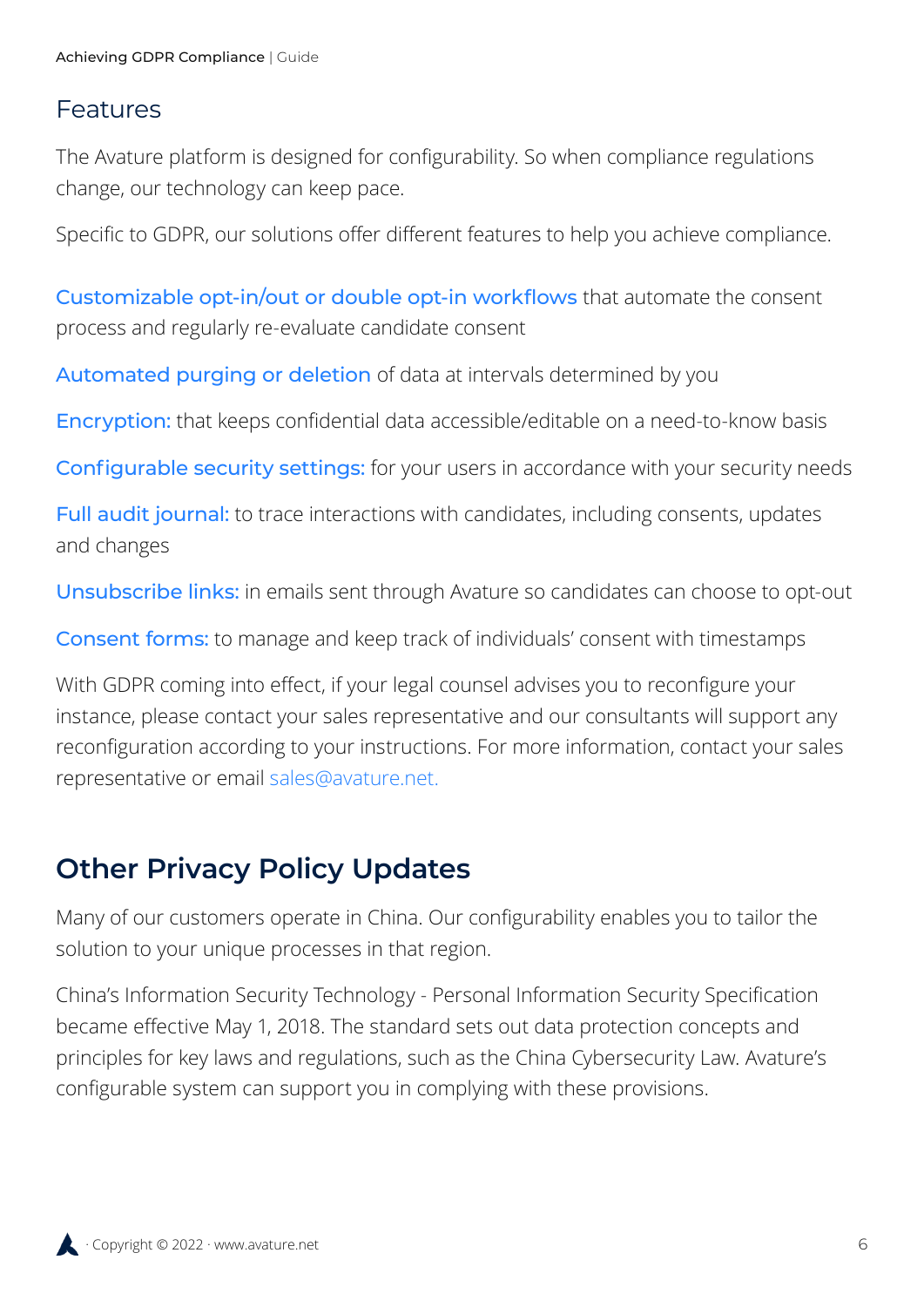## Features

The Avature platform is designed for configurability. So when compliance regulations change, our technology can keep pace.

Specific to GDPR, our solutions offer different features to help you achieve compliance.

**Customizable opt-in/out or double opt-in workflows** that automate the consent process and regularly re-evaluate candidate consent

**Automated purging or deletion** of data at intervals determined by you

**Encryption:** that keeps confidential data accessible/editable on a need-to-know basis

**Configurable security settings:** for your users in accordance with your security needs

**Full audit journal:** to trace interactions with candidates, including consents, updates and changes

**Unsubscribe links:** in emails sent through Avature so candidates can choose to opt-out

**Consent forms:** to manage and keep track of individuals' consent with timestamps

With GDPR coming into effect, if your legal counsel advises you to reconfigure your instance, please contact your sales representative and our consultants will support any reconfiguration according to your instructions. For more information, contact your sales representative or email sales@avature.net.

## Other Privacy Policy Updates

Many of our customers operate in China. Our configurability enables you to tailor the solution to your unique processes in that region.

China's Information Security Technology - Personal Information Security Specification became effective May 1, 2018. The standard sets out data protection concepts and principles for key laws and regulations, such as the China Cybersecurity Law. Avature's configurable system can support you in complying with these provisions.